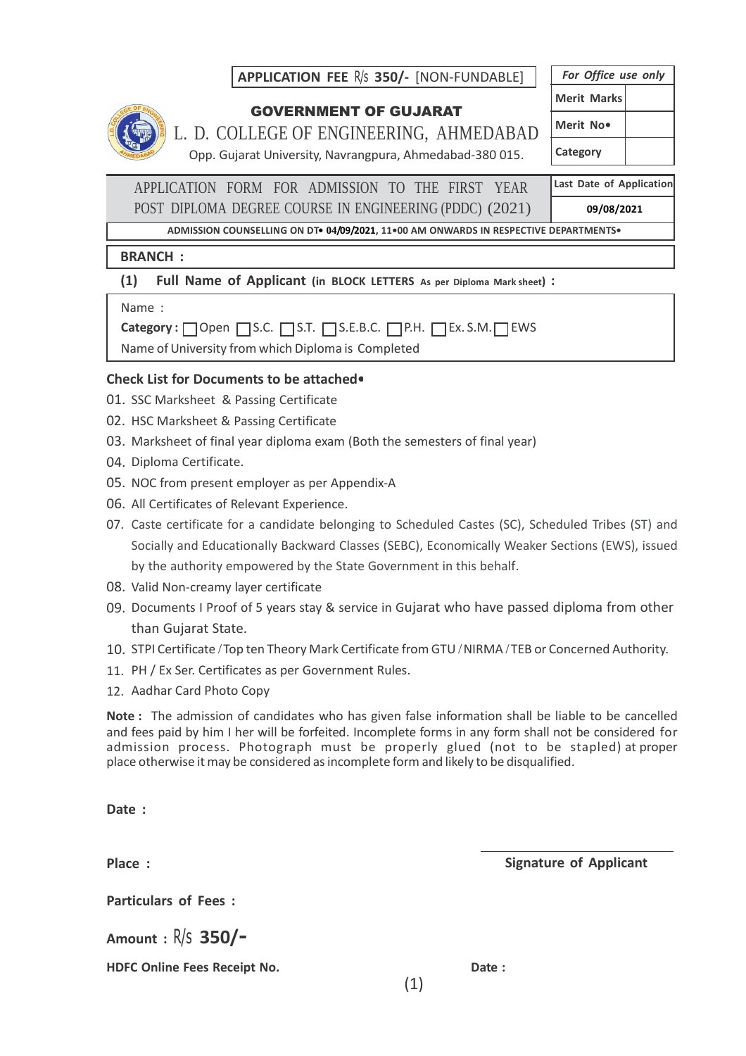**APPLICATION FEE R/s 350/- [NON-FUNDABLE]**

| *For Office use only* | |
|---|---|
| Merit Marks | |
| Merit No• | |
| Category | |

## GOVERNMENT OF GUJARAT

# L. D. COLLEGE OF ENGINEERING, AHMEDABAD

Opp. Gujarat University, Navrangpura, Ahmedabad-380 015.

## APPLICATION FORM FOR ADMISSION TO THE FIRST YEAR POST DIPLOMA DEGREE COURSE IN ENGINEERING (PDDC) (2021)

| Last Date of Application |
|---|
| 09/08/2021 |

**ADMISSION COUNSELLING ON DT• 04/09/2021, 11•00 AM ONWARDS IN RESPECTIVE DEPARTMENTS•**

**BRANCH :**

**(1) Full Name of Applicant (in BLOCK LETTERS As per Diploma Mark sheet) :**

Name :

**Category :** ☐ Open ☐ S.C. ☐ S.T. ☐ S.E.B.C. ☐ P.H. ☐ Ex. S.M. ☐ EWS

Name of University from which Diploma is Completed

**Check List for Documents to be attached•**

01. SSC Marksheet & Passing Certificate
02. HSC Marksheet & Passing Certificate
03. Marksheet of final year diploma exam (Both the semesters of final year)
04. Diploma Certificate.
05. NOC from present employer as per Appendix-A
06. All Certificates of Relevant Experience.
07. Caste certificate for a candidate belonging to Scheduled Castes (SC), Scheduled Tribes (ST) and Socially and Educationally Backward Classes (SEBC), Economically Weaker Sections (EWS), issued by the authority empowered by the State Government in this behalf.
08. Valid Non-creamy layer certificate
09. Documents I Proof of 5 years stay & service in Gujarat who have passed diploma from other than Gujarat State.
10. STPI Certificate / Top ten Theory Mark Certificate from GTU / NIRMA / TEB or Concerned Authority.
11. PH / Ex Ser. Certificates as per Government Rules.
12. Aadhar Card Photo Copy

**Note :** The admission of candidates who has given false information shall be liable to be cancelled and fees paid by him I her will be forfeited. Incomplete forms in any form shall not be considered for admission process. Photograph must be properly glued (not to be stapled) at proper place otherwise it may be considered as incomplete form and likely to be disqualified.

**Date :**

**Place :** **Signature of Applicant**

**Particulars of Fees :**

**Amount : R/s 350/-**

**HDFC Online Fees Receipt No.** **Date :**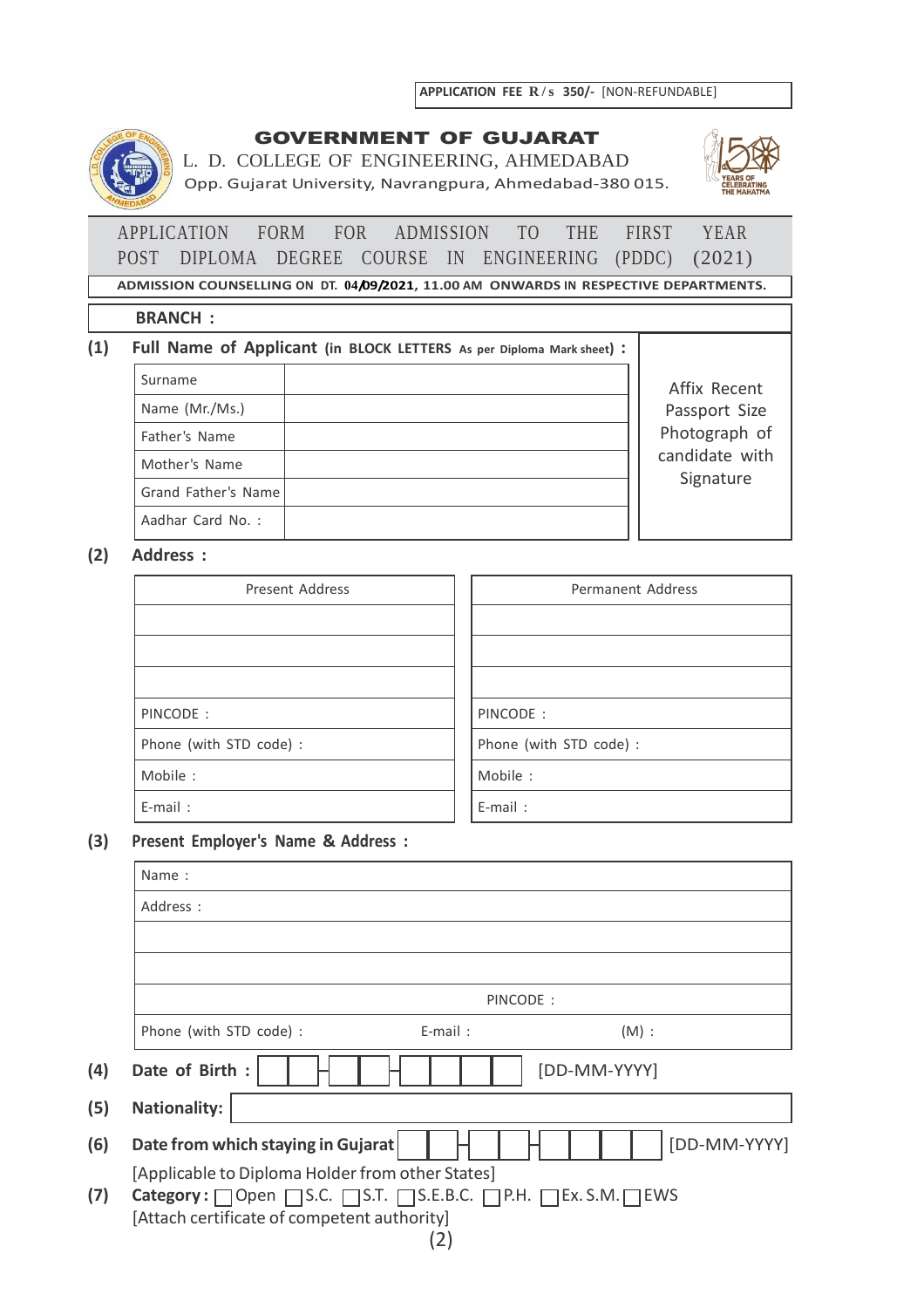**APPLICATION FEE R/s 350/-** [NON-REFUNDABLE]

# GOVERNMENT OF GUJARAT

L. D. COLLEGE OF ENGINEERING, AHMEDABAD

Opp. Gujarat University, Navrangpura, Ahmedabad-380 015.

## APPLICATION FORM FOR ADMISSION TO THE FIRST YEAR POST DIPLOMA DEGREE COURSE IN ENGINEERING (PDDC) (2021)

**ADMISSION COUNSELLING ON DT. 04/09/2021, 11.00 AM ONWARDS IN RESPECTIVE DEPARTMENTS.**

**BRANCH :**

**(1) Full Name of Applicant (in BLOCK LETTERS As per Diploma Mark sheet) :**

| | |
|---|---|
| Surname | |
| Name (Mr./Ms.) | |
| Father's Name | |
| Mother's Name | |
| Grand Father's Name | |
| Aadhar Card No. : | |

Affix Recent Passport Size Photograph of candidate with Signature

**(2) Address :**

| Present Address | Permanent Address |
|---|---|
| | |
| | |
| | |
| PINCODE : | PINCODE : |
| Phone (with STD code) : | Phone (with STD code) : |
| Mobile : | Mobile : |
| E-mail : | E-mail : |

**(3) Present Employer's Name & Address :**

| | | |
|---|---|---|
| Name : | | |
| Address : | | |
| | | |
| | | |
| | PINCODE : | |
| Phone (with STD code) : | E-mail : | (M) : |

**(4) Date of Birth :** ☐☐-☐☐-☐☐☐☐ [DD-MM-YYYY]

**(5) Nationality:** ____________________

**(6) Date from which staying in Gujarat** ☐☐-☐☐-☐☐☐☐ [DD-MM-YYYY]

[Applicable to Diploma Holder from other States]

**(7) Category :** ☐ Open ☐ S.C. ☐ S.T. ☐ S.E.B.C. ☐ P.H. ☐ Ex. S.M. ☐ EWS

[Attach certificate of competent authority]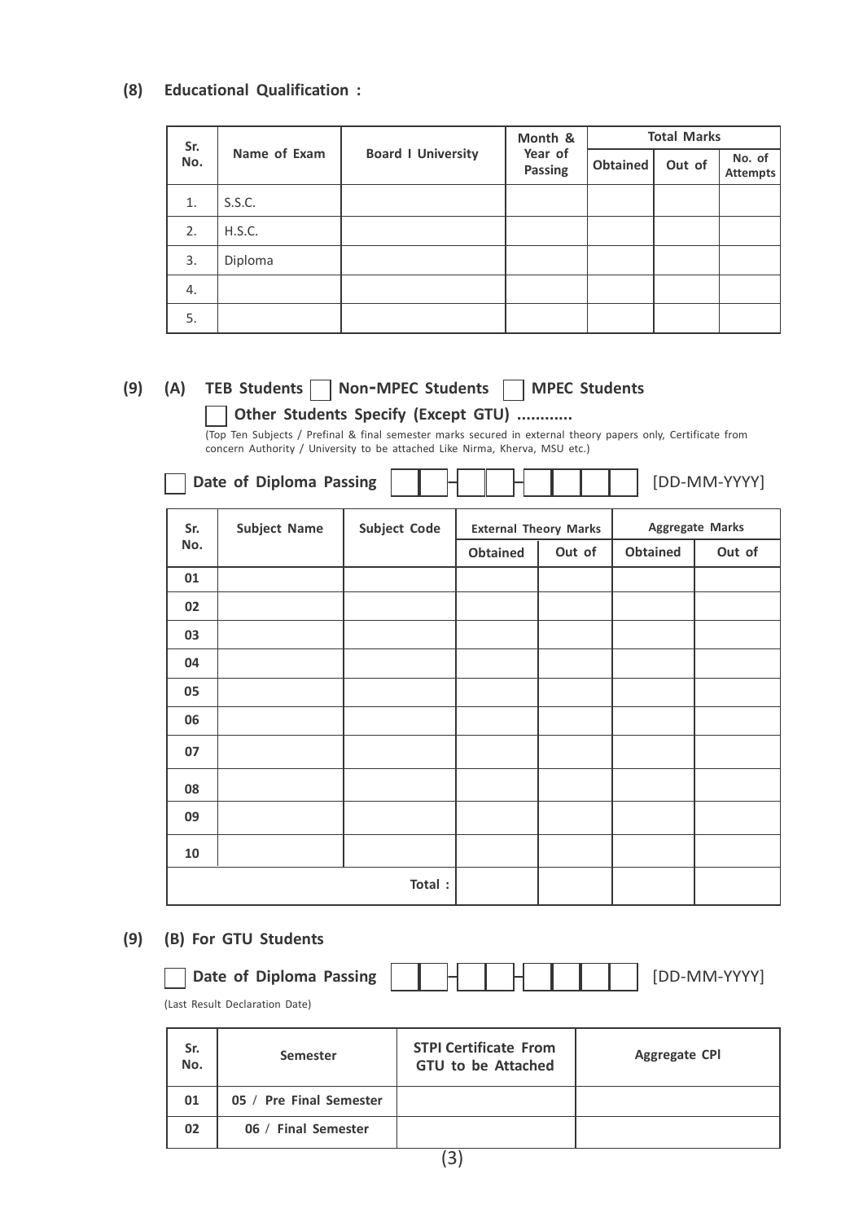**(8) Educational Qualification :**

| Sr. No. | Name of Exam | Board / University | Month & Year of Passing | Total Marks | | |
|---|---|---|---|---|---|---|
| | | | | Obtained | Out of | No. of Attempts |
| 1. | S.S.C. | | | | | |
| 2. | H.S.C. | | | | | |
| 3. | Diploma | | | | | |
| 4. | | | | | | |
| 5. | | | | | | |

**(9) (A) TEB Students ☐ Non-MPEC Students ☐ MPEC Students**

**☐ Other Students Specify (Except GTU) ............**

(Top Ten Subjects / Prefinal & final semester marks secured in external theory papers only, Certificate from concern Authority / University to be attached Like Nirma, Kherva, MSU etc.)

☐ **Date of Diploma Passing** ☐☐-☐☐-☐☐☐☐ [DD-MM-YYYY]

| Sr. No. | Subject Name | Subject Code | External Theory Marks | | Aggregate Marks | |
|---|---|---|---|---|---|---|
| | | | Obtained | Out of | Obtained | Out of |
| 01 | | | | | | |
| 02 | | | | | | |
| 03 | | | | | | |
| 04 | | | | | | |
| 05 | | | | | | |
| 06 | | | | | | |
| 07 | | | | | | |
| 08 | | | | | | |
| 09 | | | | | | |
| 10 | | | | | | |
| | | **Total :** | | | | |

**(9) (B) For GTU Students**

☐ **Date of Diploma Passing** ☐☐-☐☐-☐☐☐☐ [DD-MM-YYYY]

(Last Result Declaration Date)

| Sr. No. | Semester | STPI Certificate From GTU to be Attached | Aggregate CPI |
|---|---|---|---|
| 01 | 05 / Pre Final Semester | | |
| 02 | 06 / Final Semester | | |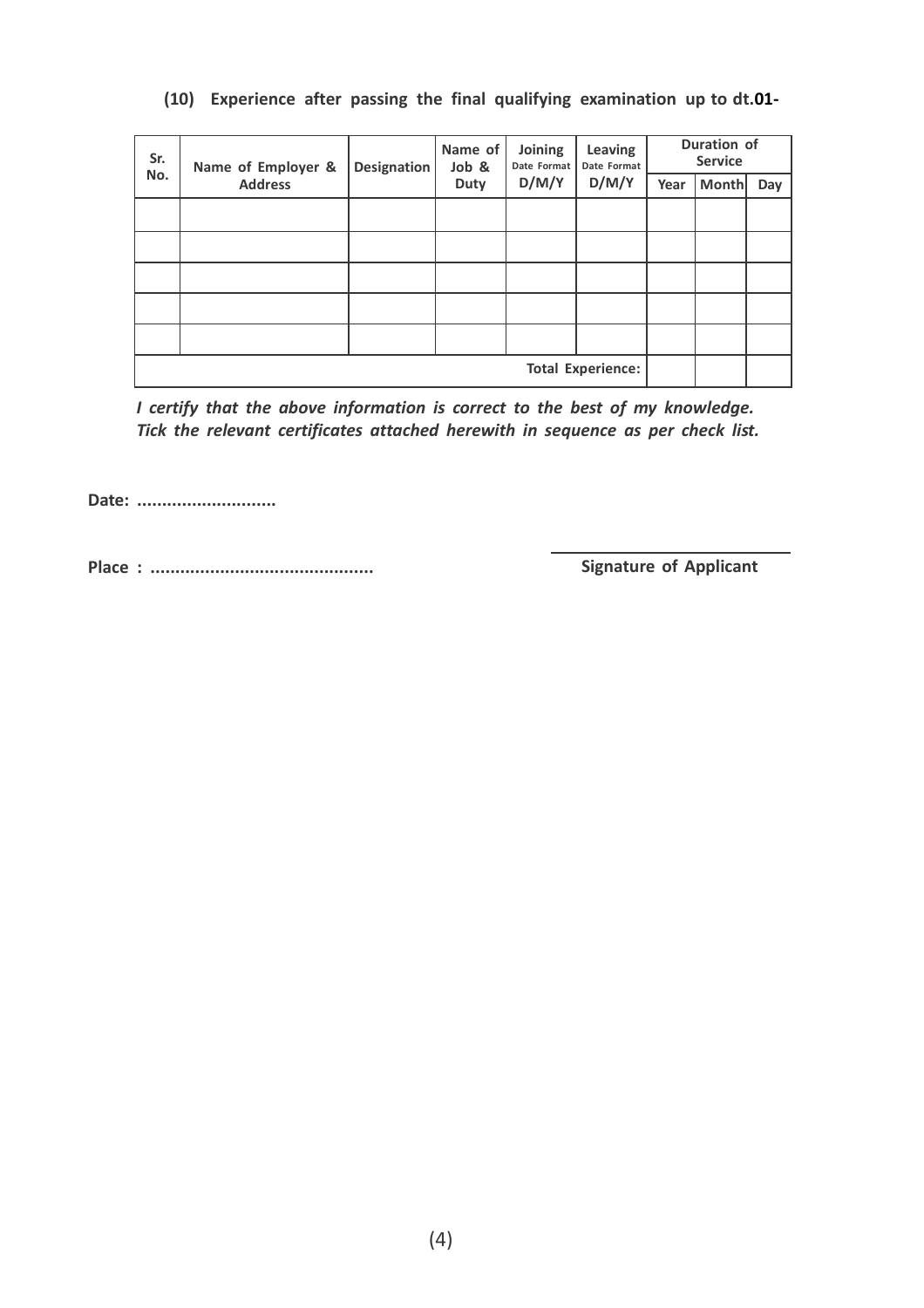**(10) Experience after passing the final qualifying examination up to dt.01-**

| Sr. No. | Name of Employer & Address | Designation | Name of Job & Duty | Joining Date Format D/M/Y | Leaving Date Format D/M/Y | Duration of Service | | |
|---|---|---|---|---|---|---|---|---|
| | | | | | | Year | Month | Day |
| | | | | | | | | |
| | | | | | | | | |
| | | | | | | | | |
| | | | | | | | | |
| | | | | | | | | |
| | | | | | **Total Experience:** | | | |

***I certify that the above information is correct to the best of my knowledge.***
***Tick the relevant certificates attached herewith in sequence as per check list.***

**Date: ............................**

**Place : .............................................**

**Signature of Applicant**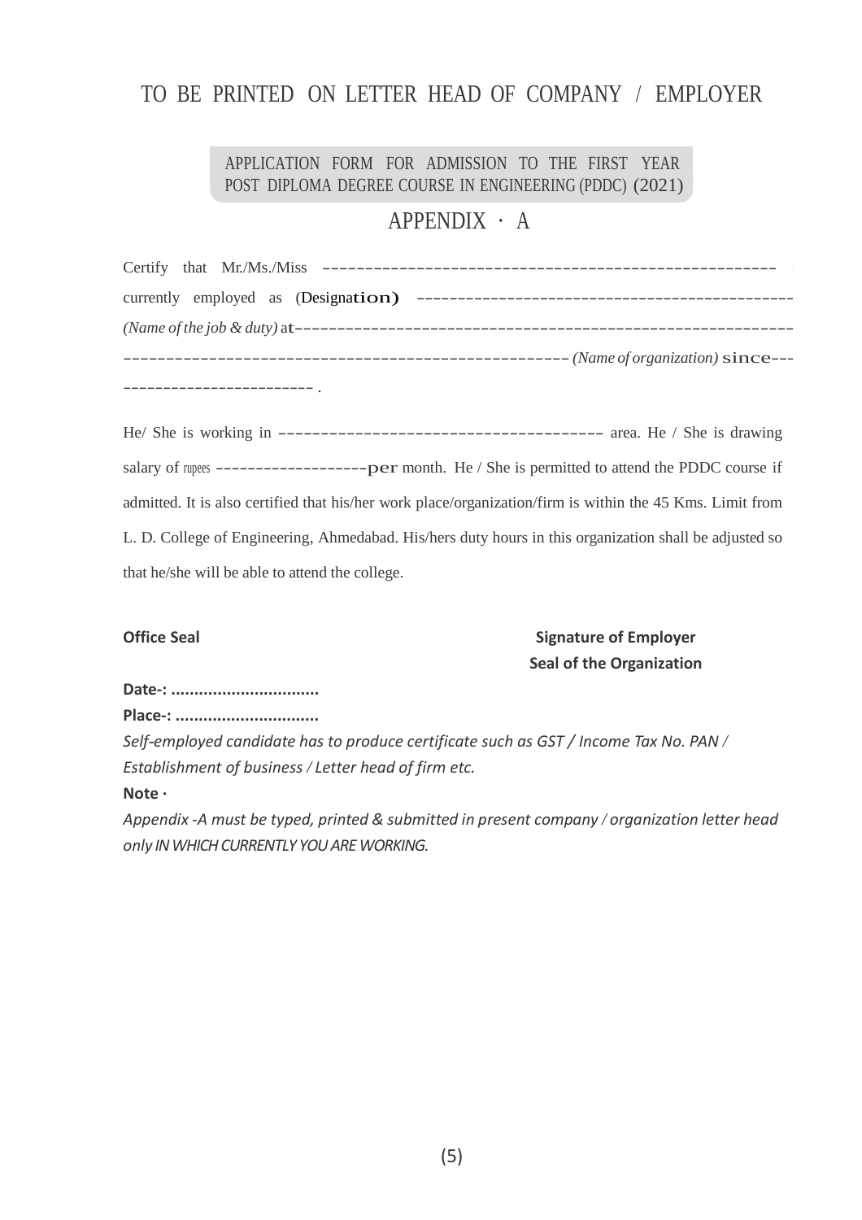TO BE PRINTED ON LETTER HEAD OF COMPANY / EMPLOYER

APPLICATION FORM FOR ADMISSION TO THE FIRST YEAR POST DIPLOMA DEGREE COURSE IN ENGINEERING (PDDC) (2021)

## APPENDIX · A

Certify that Mr./Ms./Miss ------------------------------------------------------ currently employed as (Designation) ---------------------------------------------- *(Name of the job & duty)* at------------------------------------------------------------ --------------------------------------------------- *(Name of organization)* since--- ------------------------ .

He/ She is working in -------------------------------------- area. He / She is drawing salary of rupees -------------------per month. He / She is permitted to attend the PDDC course if admitted. It is also certified that his/her work place/organization/firm is within the 45 Kms. Limit from L. D. College of Engineering, Ahmedabad. His/hers duty hours in this organization shall be adjusted so that he/she will be able to attend the college.

**Office Seal**

**Signature of Employer**
**Seal of the Organization**

**Date-: ...............................**

**Place-: ..............................**

*Self-employed candidate has to produce certificate such as GST / Income Tax No. PAN / Establishment of business / Letter head of firm etc.*

**Note ·**

*Appendix -A must be typed, printed & submitted in present company / organization letter head only IN WHICH CURRENTLY YOU ARE WORKING.*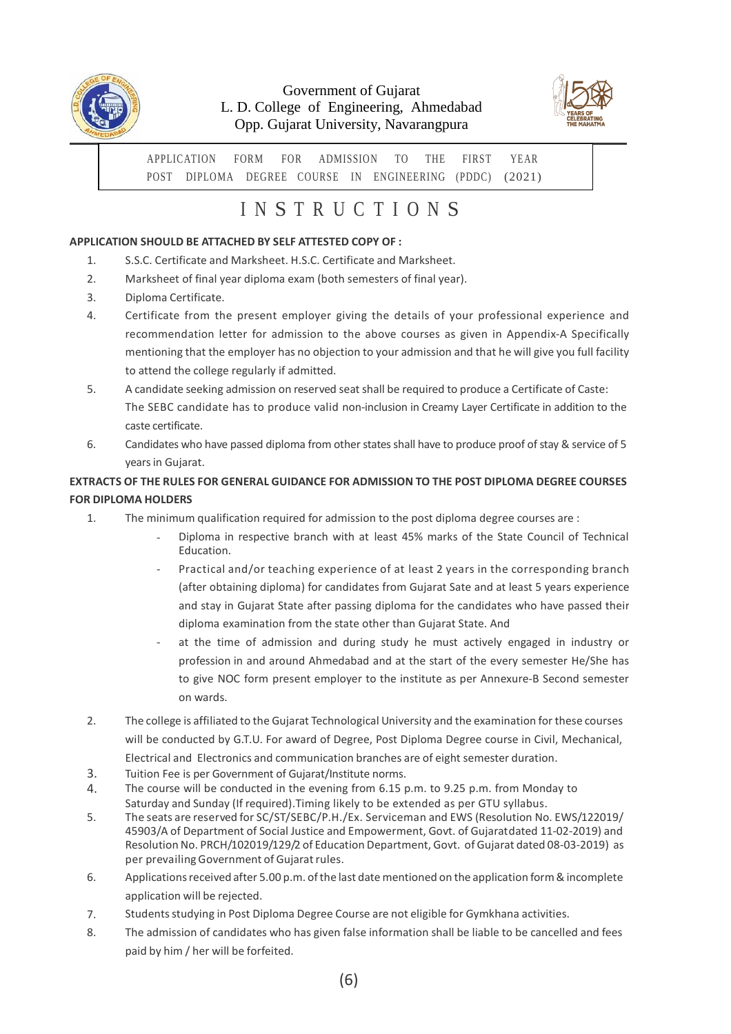Government of Gujarat
L. D. College of Engineering, Ahmedabad
Opp. Gujarat University, Navarangpura

APPLICATION FORM FOR ADMISSION TO THE FIRST YEAR POST DIPLOMA DEGREE COURSE IN ENGINEERING (PDDC) (2021)

# INSTRUCTIONS

**APPLICATION SHOULD BE ATTACHED BY SELF ATTESTED COPY OF :**

1. S.S.C. Certificate and Marksheet. H.S.C. Certificate and Marksheet.
2. Marksheet of final year diploma exam (both semesters of final year).
3. Diploma Certificate.
4. Certificate from the present employer giving the details of your professional experience and recommendation letter for admission to the above courses as given in Appendix-A Specifically mentioning that the employer has no objection to your admission and that he will give you full facility to attend the college regularly if admitted.
5. A candidate seeking admission on reserved seat shall be required to produce a Certificate of Caste: The SEBC candidate has to produce valid non-inclusion in Creamy Layer Certificate in addition to the caste certificate.
6. Candidates who have passed diploma from other states shall have to produce proof of stay & service of 5 years in Gujarat.

**EXTRACTS OF THE RULES FOR GENERAL GUIDANCE FOR ADMISSION TO THE POST DIPLOMA DEGREE COURSES FOR DIPLOMA HOLDERS**

1. The minimum qualification required for admission to the post diploma degree courses are :
   - Diploma in respective branch with at least 45% marks of the State Council of Technical Education.
   - Practical and/or teaching experience of at least 2 years in the corresponding branch (after obtaining diploma) for candidates from Gujarat Sate and at least 5 years experience and stay in Gujarat State after passing diploma for the candidates who have passed their diploma examination from the state other than Gujarat State. And
   - at the time of admission and during study he must actively engaged in industry or profession in and around Ahmedabad and at the start of the every semester He/She has to give NOC form present employer to the institute as per Annexure-B Second semester on wards.
2. The college is affiliated to the Gujarat Technological University and the examination for these courses will be conducted by G.T.U. For award of Degree, Post Diploma Degree course in Civil, Mechanical, Electrical and Electronics and communication branches are of eight semester duration.
3. Tuition Fee is per Government of Gujarat/Institute norms.
4. The course will be conducted in the evening from 6.15 p.m. to 9.25 p.m. from Monday to Saturday and Sunday (If required).Timing likely to be extended as per GTU syllabus.
5. The seats are reserved for SC/ST/SEBC/P.H./Ex. Serviceman and EWS (Resolution No. EWS/122019/45903/A of Department of Social Justice and Empowerment, Govt. of Gujaratdated 11-02-2019) and Resolution No. PRCH/102019/129/2 of Education Department, Govt. of Gujarat dated 08-03-2019) as per prevailing Government of Gujarat rules.
6. Applications received after 5.00 p.m. of the last date mentioned on the application form & incomplete application will be rejected.
7. Students studying in Post Diploma Degree Course are not eligible for Gymkhana activities.
8. The admission of candidates who has given false information shall be liable to be cancelled and fees paid by him / her will be forfeited.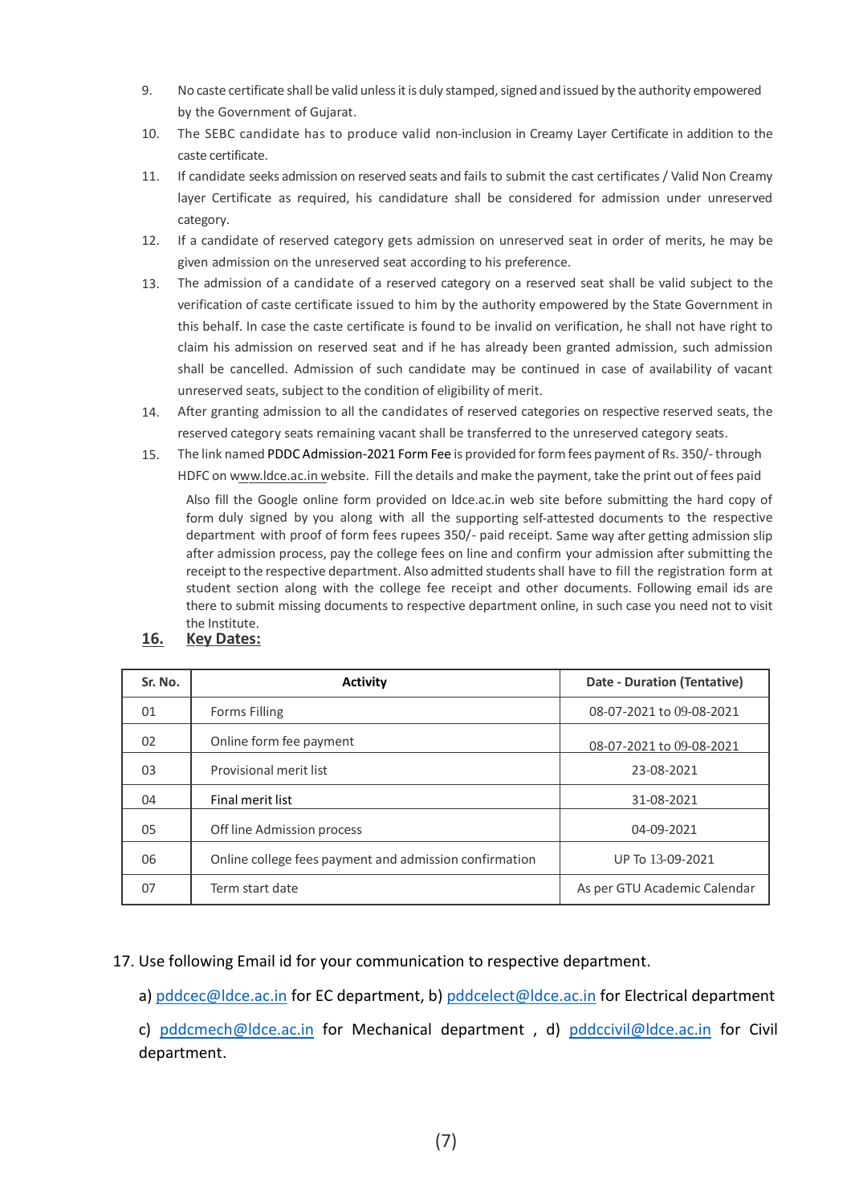9. No caste certificate shall be valid unless it is duly stamped, signed and issued by the authority empowered by the Government of Gujarat.
10. The SEBC candidate has to produce valid non-inclusion in Creamy Layer Certificate in addition to the caste certificate.
11. If candidate seeks admission on reserved seats and fails to submit the cast certificates / Valid Non Creamy layer Certificate as required, his candidature shall be considered for admission under unreserved category.
12. If a candidate of reserved category gets admission on unreserved seat in order of merits, he may be given admission on the unreserved seat according to his preference.
13. The admission of a candidate of a reserved category on a reserved seat shall be valid subject to the verification of caste certificate issued to him by the authority empowered by the State Government in this behalf. In case the caste certificate is found to be invalid on verification, he shall not have right to claim his admission on reserved seat and if he has already been granted admission, such admission shall be cancelled. Admission of such candidate may be continued in case of availability of vacant unreserved seats, subject to the condition of eligibility of merit.
14. After granting admission to all the candidates of reserved categories on respective reserved seats, the reserved category seats remaining vacant shall be transferred to the unreserved category seats.
15. The link named PDDC Admission-2021 Form Fee is provided for form fees payment of Rs. 350/- through HDFC on www.ldce.ac.in website. Fill the details and make the payment, take the print out of fees paid

    Also fill the Google online form provided on ldce.ac.in web site before submitting the hard copy of form duly signed by you along with all the supporting self-attested documents to the respective department with proof of form fees rupees 350/- paid receipt. Same way after getting admission slip after admission process, pay the college fees on line and confirm your admission after submitting the receipt to the respective department. Also admitted students shall have to fill the registration form at student section along with the college fee receipt and other documents. Following email ids are there to submit missing documents to respective department online, in such case you need not to visit the Institute.

16. **Key Dates:**

| Sr. No. | Activity | Date - Duration (Tentative) |
|---|---|---|
| 01 | Forms Filling | 08-07-2021 to 09-08-2021 |
| 02 | Online form fee payment | 08-07-2021 to 09-08-2021 |
| 03 | Provisional merit list | 23-08-2021 |
| 04 | Final merit list | 31-08-2021 |
| 05 | Off line Admission process | 04-09-2021 |
| 06 | Online college fees payment and admission confirmation | UP To 13-09-2021 |
| 07 | Term start date | As per GTU Academic Calendar |

17. Use following Email id for your communication to respective department.

    a) pddcec@ldce.ac.in for EC department, b) pddcelect@ldce.ac.in for Electrical department

    c) pddcmech@ldce.ac.in for Mechanical department , d) pddccivil@ldce.ac.in for Civil department.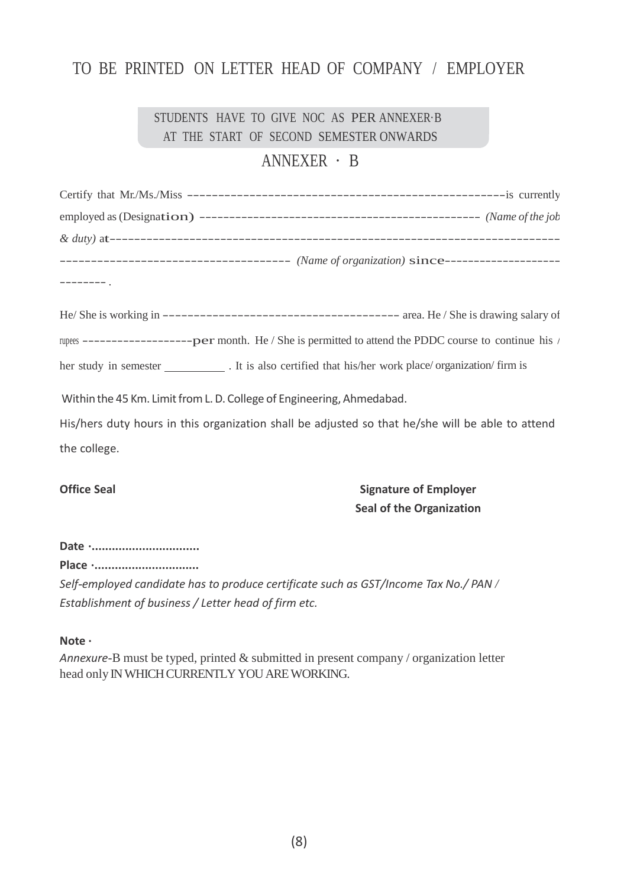TO BE PRINTED ON LETTER HEAD OF COMPANY / EMPLOYER

STUDENTS HAVE TO GIVE NOC AS PER ANNEXER-B
AT THE START OF SECOND SEMESTER ONWARDS

# ANNEXER - B

Certify that Mr./Ms./Miss --------------------------------------------------is currently employed as (Designation) ---------------------------------------------- *(Name of the job & duty)* at-------------------------------------------------------------------------- ------------------------------------ *(Name of organization)* since-------------------- -------- .

He/ She is working in -------------------------------------- area. He / She is drawing salary of rupees ------------------per month. He / She is permitted to attend the PDDC course to continue his / her study in semester __________ . It is also certified that his/her work place/ organization/ firm is

Within the 45 Km. Limit from L. D. College of Engineering, Ahmedabad.

His/hers duty hours in this organization shall be adjusted so that he/she will be able to attend the college.

**Office Seal**

**Signature of Employer**
**Seal of the Organization**

**Date -...............................**
**Place -..............................**

*Self-employed candidate has to produce certificate such as GST/Income Tax No./ PAN / Establishment of business / Letter head of firm etc.*

**Note -**

*Annexure*-B must be typed, printed & submitted in present company / organization letter head only IN WHICH CURRENTLY YOU ARE WORKING.